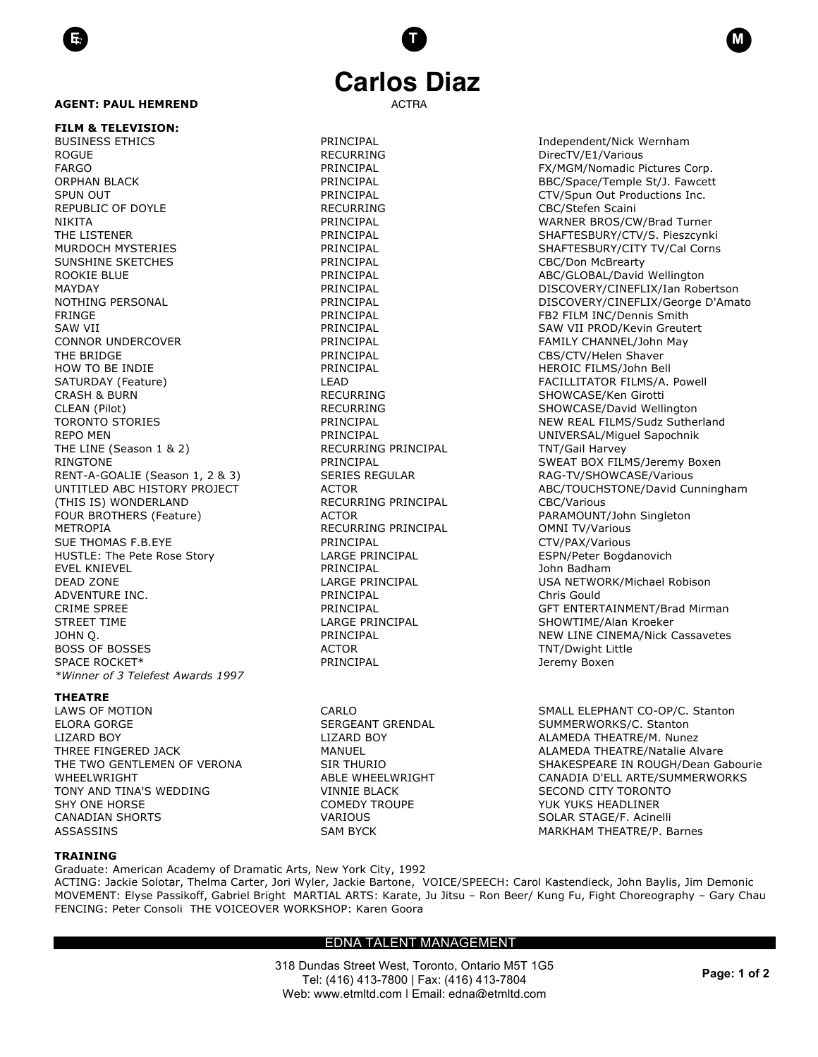# Carlos Diaz

**AGENT: PAUL HEMREND** ACTRA

**FILM & TELEVISION:**

| | | |
|---|---|---|
| BUSINESS ETHICS | PRINCIPAL | Independent/Nick Wernham |
| ROGUE | RECURRING | DirecTV/E1/Various |
| FARGO | PRINCIPAL | FX/MGM/Nomadic Pictures Corp. |
| ORPHAN BLACK | PRINCIPAL | BBC/Space/Temple St/J. Fawcett |
| SPUN OUT | PRINCIPAL | CTV/Spun Out Productions Inc. |
| REPUBLIC OF DOYLE | RECURRING | CBC/Stefen Scaini |
| NIKITA | PRINCIPAL | WARNER BROS/CW/Brad Turner |
| THE LISTENER | PRINCIPAL | SHAFTESBURY/CTV/S. Pieszcynki |
| MURDOCH MYSTERIES | PRINCIPAL | SHAFTESBURY/CITY TV/Cal Corns |
| SUNSHINE SKETCHES | PRINCIPAL | CBC/Don McBrearty |
| ROOKIE BLUE | PRINCIPAL | ABC/GLOBAL/David Wellington |
| MAYDAY | PRINCIPAL | DISCOVERY/CINEFLIX/Ian Robertson |
| NOTHING PERSONAL | PRINCIPAL | DISCOVERY/CINEFLIX/George D'Amato |
| FRINGE | PRINCIPAL | FB2 FILM INC/Dennis Smith |
| SAW VII | PRINCIPAL | SAW VII PROD/Kevin Greutert |
| CONNOR UNDERCOVER | PRINCIPAL | FAMILY CHANNEL/John May |
| THE BRIDGE | PRINCIPAL | CBS/CTV/Helen Shaver |
| HOW TO BE INDIE | PRINCIPAL | HEROIC FILMS/John Bell |
| SATURDAY (Feature) | LEAD | FACILLITATOR FILMS/A. Powell |
| CRASH & BURN | RECURRING | SHOWCASE/Ken Girotti |
| CLEAN (Pilot) | RECURRING | SHOWCASE/David Wellington |
| TORONTO STORIES | PRINCIPAL | NEW REAL FILMS/Sudz Sutherland |
| REPO MEN | PRINCIPAL | UNIVERSAL/Miguel Sapochnik |
| THE LINE (Season 1 & 2) | RECURRING PRINCIPAL | TNT/Gail Harvey |
| RINGTONE | PRINCIPAL | SWEAT BOX FILMS/Jeremy Boxen |
| RENT-A-GOALIE (Season 1, 2 & 3) | SERIES REGULAR | RAG-TV/SHOWCASE/Various |
| UNTITLED ABC HISTORY PROJECT | ACTOR | ABC/TOUCHSTONE/David Cunningham |
| (THIS IS) WONDERLAND | RECURRING PRINCIPAL | CBC/Various |
| FOUR BROTHERS (Feature) | ACTOR | PARAMOUNT/John Singleton |
| METROPIA | RECURRING PRINCIPAL | OMNI TV/Various |
| SUE THOMAS F.B.EYE | PRINCIPAL | CTV/PAX/Various |
| HUSTLE: The Pete Rose Story | LARGE PRINCIPAL | ESPN/Peter Bogdanovich |
| EVEL KNIEVEL | PRINCIPAL | John Badham |
| DEAD ZONE | LARGE PRINCIPAL | USA NETWORK/Michael Robison |
| ADVENTURE INC. | PRINCIPAL | Chris Gould |
| CRIME SPREE | PRINCIPAL | GFT ENTERTAINMENT/Brad Mirman |
| STREET TIME | LARGE PRINCIPAL | SHOWTIME/Alan Kroeker |
| JOHN Q. | PRINCIPAL | NEW LINE CINEMA/Nick Cassavetes |
| BOSS OF BOSSES | ACTOR | TNT/Dwight Little |
| SPACE ROCKET* | PRINCIPAL | Jeremy Boxen |

*\*Winner of 3 Telefest Awards 1997*

**THEATRE**

| | | |
|---|---|---|
| LAWS OF MOTION | CARLO | SMALL ELEPHANT CO-OP/C. Stanton |
| ELORA GORGE | SERGEANT GRENDAL | SUMMERWORKS/C. Stanton |
| LIZARD BOY | LIZARD BOY | ALAMEDA THEATRE/M. Nunez |
| THREE FINGERED JACK | MANUEL | ALAMEDA THEATRE/Natalie Alvare |
| THE TWO GENTLEMEN OF VERONA | SIR THURIO | SHAKESPEARE IN ROUGH/Dean Gabourie |
| WHEELWRIGHT | ABLE WHEELWRIGHT | CANADIA D'ELL ARTE/SUMMERWORKS |
| TONY AND TINA'S WEDDING | VINNIE BLACK | SECOND CITY TORONTO |
| SHY ONE HORSE | COMEDY TROUPE | YUK YUKS HEADLINER |
| CANADIAN SHORTS | VARIOUS | SOLAR STAGE/F. Acinelli |
| ASSASSINS | SAM BYCK | MARKHAM THEATRE/P. Barnes |

**TRAINING**

Graduate: American Academy of Dramatic Arts, New York City, 1992
ACTING: Jackie Solotar, Thelma Carter, Jori Wyler, Jackie Bartone, VOICE/SPEECH: Carol Kastendieck, John Baylis, Jim Demonic
MOVEMENT: Elyse Passikoff, Gabriel Bright MARTIAL ARTS: Karate, Ju Jitsu – Ron Beer/ Kung Fu, Fight Choreography – Gary Chau
FENCING: Peter Consoli THE VOICEOVER WORKSHOP: Karen Goora

EDNA TALENT MANAGEMENT
318 Dundas Street West, Toronto, Ontario M5T 1G5
Tel: (416) 413-7800 | Fax: (416) 413-7804
Web: www.etmltd.com | Email: edna@etmltd.com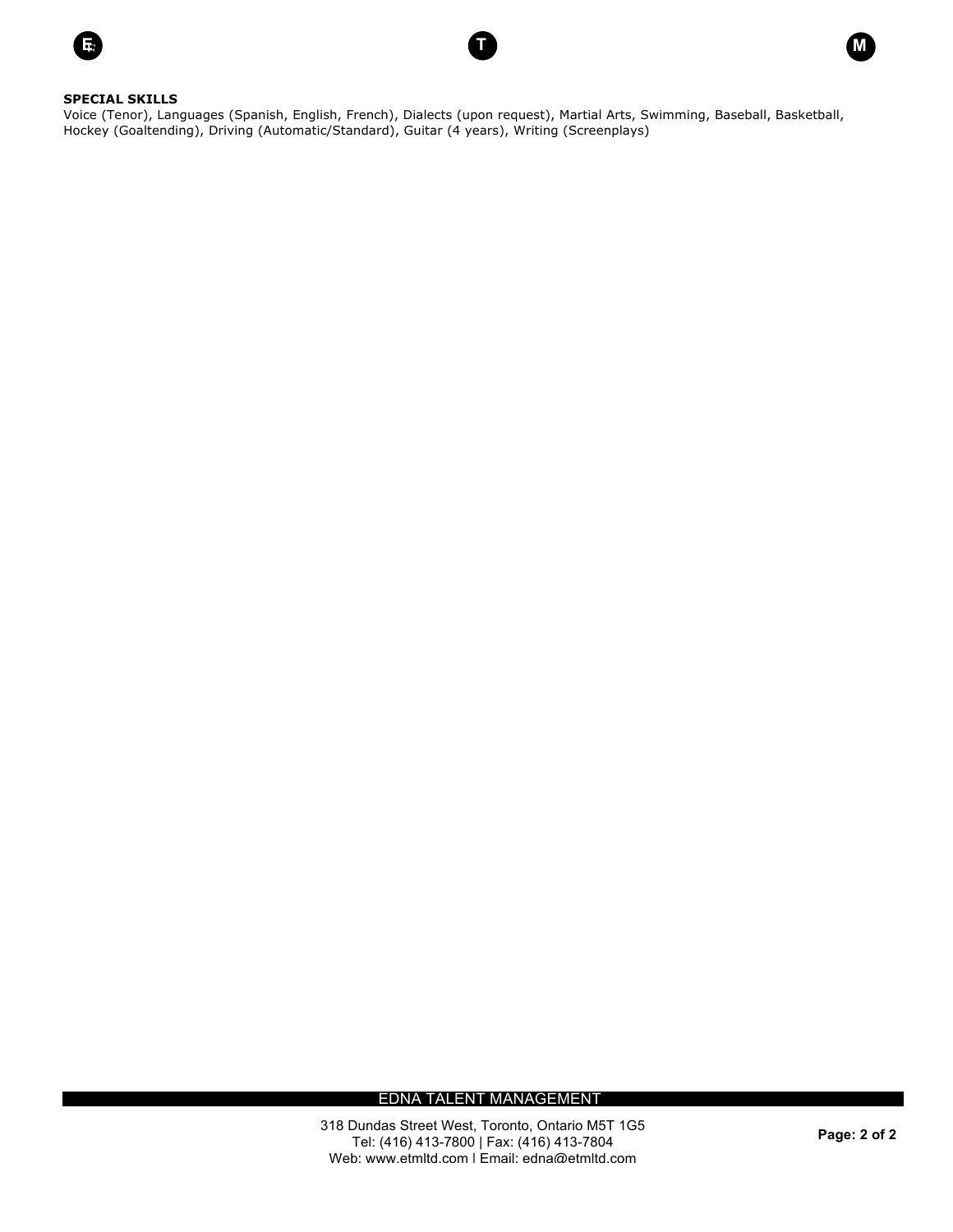**SPECIAL SKILLS**

Voice (Tenor), Languages (Spanish, English, French), Dialects (upon request), Martial Arts, Swimming, Baseball, Basketball, Hockey (Goaltending), Driving (Automatic/Standard), Guitar (4 years), Writing (Screenplays)